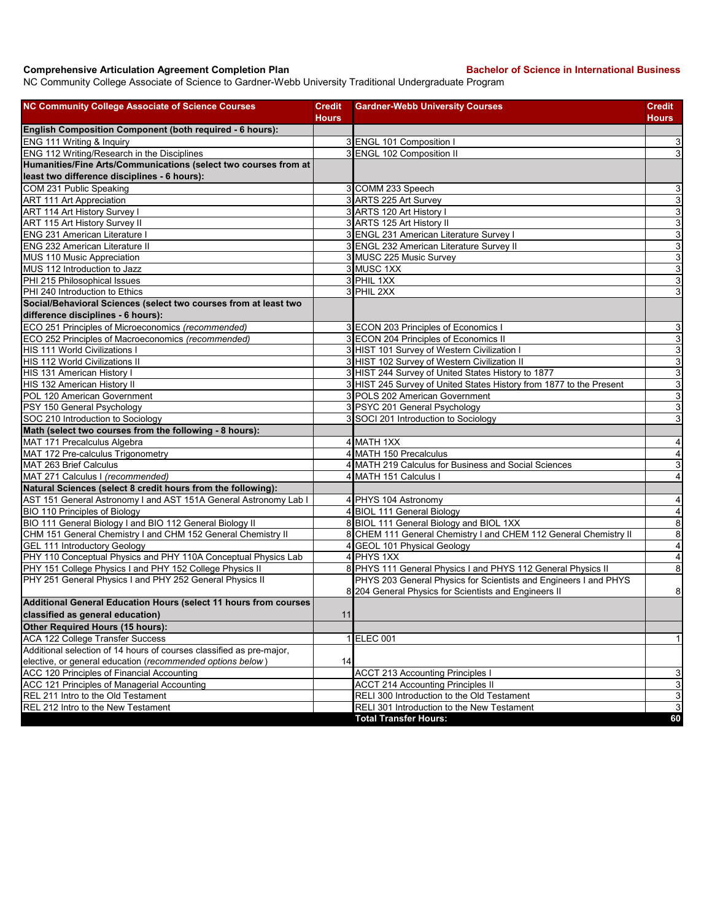**Comprehensive Articulation Agreement Completion Plan** **Bachelor of Science in International Business**

NC Community College Associate of Science to Gardner-Webb University Traditional Undergraduate Program

| NC Community College Associate of Science Courses | Credit Hours | Gardner-Webb University Courses | Credit Hours |
|---|---|---|---|
| **English Composition Component (both required - 6 hours):** | | | |
| ENG 111 Writing & Inquiry | 3 | ENGL 101 Composition I | 3 |
| ENG 112 Writing/Research in the Disciplines | 3 | ENGL 102 Composition II | 3 |
| **Humanities/Fine Arts/Communications (select two courses from at least two difference disciplines - 6 hours):** | | | |
| COM 231 Public Speaking | 3 | COMM 233 Speech | 3 |
| ART 111 Art Appreciation | 3 | ARTS 225 Art Survey | 3 |
| ART 114 Art History Survey I | 3 | ARTS 120 Art History I | 3 |
| ART 115 Art History Survey II | 3 | ARTS 125 Art History II | 3 |
| ENG 231 American Literature I | 3 | ENGL 231 American Literature Survey I | 3 |
| ENG 232 American Literature II | 3 | ENGL 232 American Literature Survey II | 3 |
| MUS 110 Music Appreciation | 3 | MUSC 225 Music Survey | 3 |
| MUS 112 Introduction to Jazz | 3 | MUSC 1XX | 3 |
| PHI 215 Philosophical Issues | 3 | PHIL 1XX | 3 |
| PHI 240 Introduction to Ethics | 3 | PHIL 2XX | 3 |
| **Social/Behavioral Sciences (select two courses from at least two difference disciplines - 6 hours):** | | | |
| ECO 251 Principles of Microeconomics *(recommended)* | 3 | ECON 203 Principles of Economics I | 3 |
| ECO 252 Principles of Macroeconomics *(recommended)* | 3 | ECON 204 Principles of Economics II | 3 |
| HIS 111 World Civilizations I | 3 | HIST 101 Survey of Western Civilization I | 3 |
| HIS 112 World Civilizations II | 3 | HIST 102 Survey of Western Civilization II | 3 |
| HIS 131 American History I | 3 | HIST 244 Survey of United States History to 1877 | 3 |
| HIS 132 American History II | 3 | HIST 245 Survey of United States History from 1877 to the Present | 3 |
| POL 120 American Government | 3 | POLS 202 American Government | 3 |
| PSY 150 General Psychology | 3 | PSYC 201 General Psychology | 3 |
| SOC 210 Introduction to Sociology | 3 | SOCI 201 Introduction to Sociology | 3 |
| **Math (select two courses from the following - 8 hours):** | | | |
| MAT 171 Precalculus Algebra | 4 | MATH 1XX | 4 |
| MAT 172 Pre-calculus Trigonometry | 4 | MATH 150 Precalculus | 4 |
| MAT 263 Brief Calculus | 4 | MATH 219 Calculus for Business and Social Sciences | 3 |
| MAT 271 Calculus I *(recommended)* | 4 | MATH 151 Calculus I | 4 |
| **Natural Sciences (select 8 credit hours from the following):** | | | |
| AST 151 General Astronomy I and AST 151A General Astronomy Lab I | 4 | PHYS 104 Astronomy | 4 |
| BIO 110 Principles of Biology | 4 | BIOL 111 General Biology | 4 |
| BIO 111 General Biology I and BIO 112 General Biology II | 8 | BIOL 111 General Biology and BIOL 1XX | 8 |
| CHM 151 General Chemistry I and CHM 152 General Chemistry II | 8 | CHEM 111 General Chemistry I and CHEM 112 General Chemistry II | 8 |
| GEL 111 Introductory Geology | 4 | GEOL 101 Physical Geology | 4 |
| PHY 110 Conceptual Physics and PHY 110A Conceptual Physics Lab | 4 | PHYS 1XX | 4 |
| PHY 151 College Physics I and PHY 152 College Physics II | 8 | PHYS 111 General Physics I and PHYS 112 General Physics II | 8 |
| PHY 251 General Physics I and PHY 252 General Physics II | 8 | PHYS 203 General Physics for Scientists and Engineers I and PHYS 204 General Physics for Scientists and Engineers II | 8 |
| **Additional General Education Hours (select 11 hours from courses classified as general education)** | 11 | | |
| **Other Required Hours (15 hours):** | | | |
| ACA 122 College Transfer Success | 1 | ELEC 001 | 1 |
| Additional selection of 14 hours of courses classified as pre-major, elective, or general education (*recommended options below*) | 14 | | |
| ACC 120 Principles of Financial Accounting | | ACCT 213 Accounting Principles I | 3 |
| ACC 121 Principles of Managerial Accounting | | ACCT 214 Accounting Principles II | 3 |
| REL 211 Intro to the Old Testament | | RELI 300 Introduction to the Old Testament | 3 |
| REL 212 Intro to the New Testament | | RELI 301 Introduction to the New Testament | 3 |
| | | **Total Transfer Hours:** | **60** |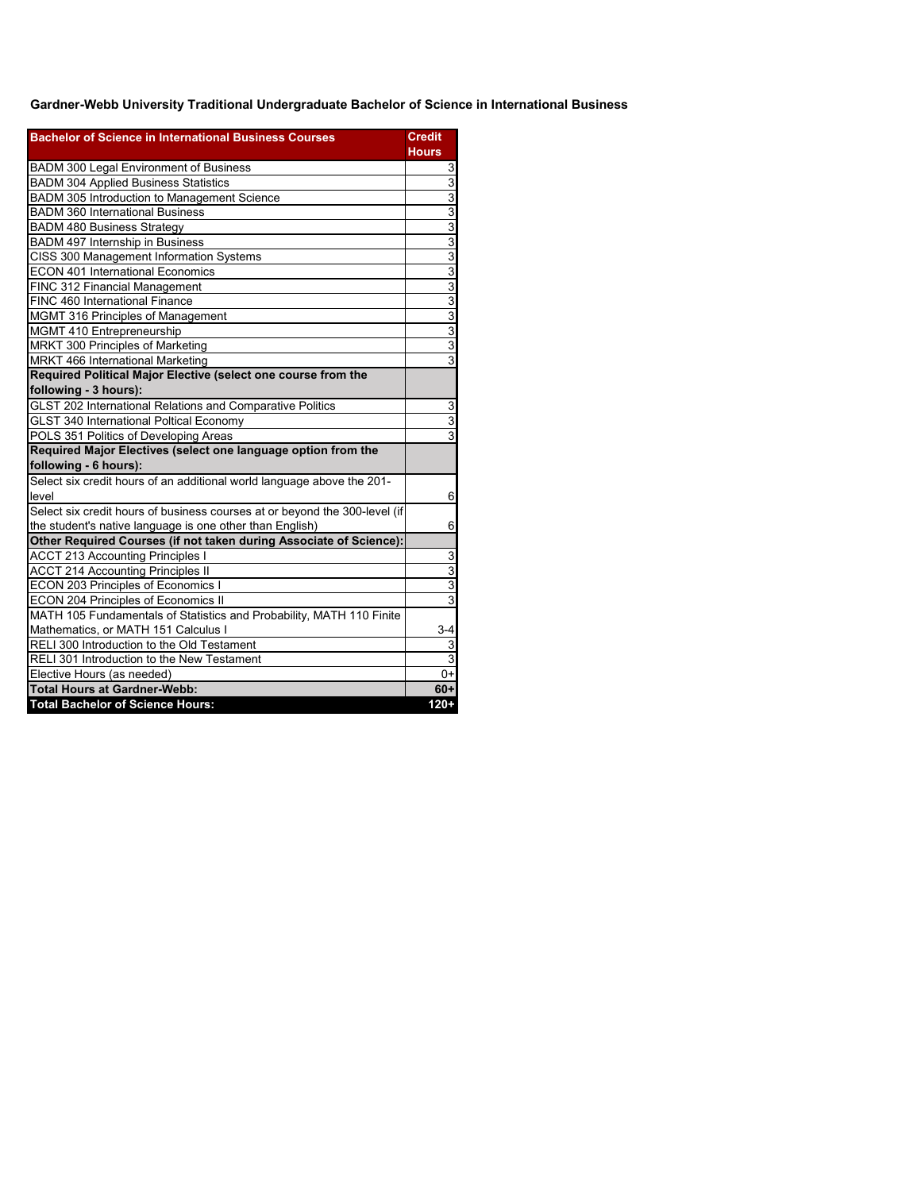**Gardner-Webb University Traditional Undergraduate Bachelor of Science in International Business**

| Bachelor of Science in International Business Courses | Credit Hours |
|---|---|
| BADM 300 Legal Environment of Business | 3 |
| BADM 304 Applied Business Statistics | 3 |
| BADM 305 Introduction to Management Science | 3 |
| BADM 360 International Business | 3 |
| BADM 480 Business Strategy | 3 |
| BADM 497 Internship in Business | 3 |
| CISS 300 Management Information Systems | 3 |
| ECON 401 International Economics | 3 |
| FINC 312 Financial Management | 3 |
| FINC 460 International Finance | 3 |
| MGMT 316 Principles of Management | 3 |
| MGMT 410 Entrepreneurship | 3 |
| MRKT 300 Principles of Marketing | 3 |
| MRKT 466 International Marketing | 3 |
| **Required Political Major Elective (select one course from the following - 3 hours):** | |
| GLST 202 International Relations and Comparative Politics | 3 |
| GLST 340 International Poltical Economy | 3 |
| POLS 351 Politics of Developing Areas | 3 |
| **Required Major Electives (select one language option from the following - 6 hours):** | |
| Select six credit hours of an additional world language above the 201-level | 6 |
| Select six credit hours of business courses at or beyond the 300-level (if the student's native language is one other than English) | 6 |
| **Other Required Courses (if not taken during Associate of Science):** | |
| ACCT 213 Accounting Principles I | 3 |
| ACCT 214 Accounting Principles II | 3 |
| ECON 203 Principles of Economics I | 3 |
| ECON 204 Principles of Economics II | 3 |
| MATH 105 Fundamentals of Statistics and Probability, MATH 110 Finite Mathematics, or MATH 151 Calculus I | 3-4 |
| RELI 300 Introduction to the Old Testament | 3 |
| RELI 301 Introduction to the New Testament | 3 |
| Elective Hours (as needed) | 0+ |
| **Total Hours at Gardner-Webb:** | **60+** |
| **Total Bachelor of Science Hours:** | **120+** |